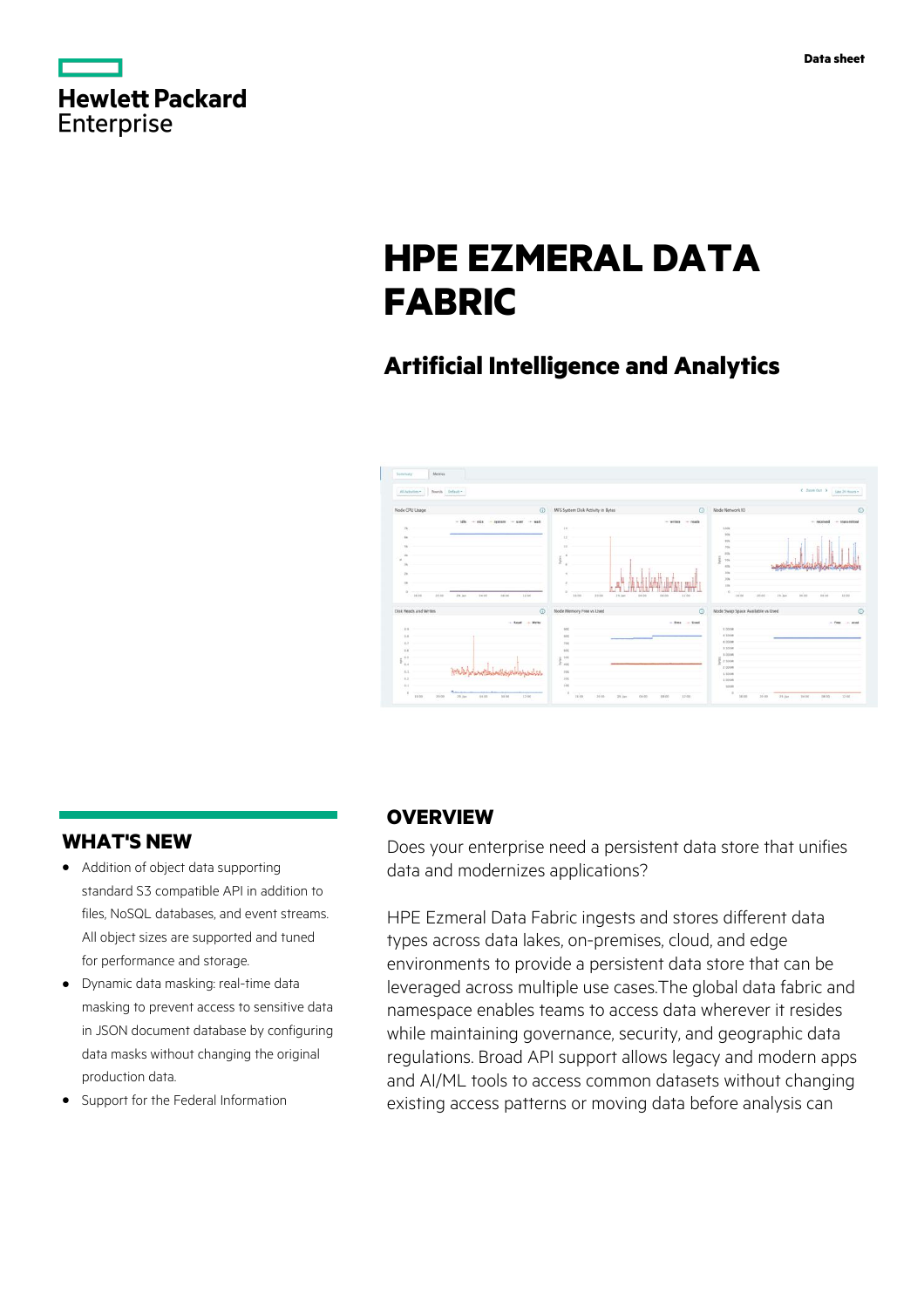Data sheet

# HPE EZMERAL DATA FABRIC

## Artificial Intelligence and Analytics

## OVERVIEW

Does your enterprise need a persistent data store that unifies data and modernizes applications?

HPE Ezmeral Data Fabric ingests and stores different data types across data lakes, on-premises, cloud, and edge environments to provide a persistent data store that can be leveraged across multiple use cases.The global data fabric and namespace enables teams to access data wherever it resides while maintaining governance, security, and geographic data regulations. Broad API support allows legacy and modern apps and AI/ML tools to access common datasets without changing existing access patterns or moving data before analysis can

## WHAT'S NEW

- Addition of object data supporting standard S3 compatible API in addition to files, NoSQL databases, and event streams. All object sizes are supported and tuned for performance and storage.
- Dynamic data masking: real-time data masking to prevent access to sensitive data in JSON document database by configuring data masks without changing the original production data.
- Support for the Federal Information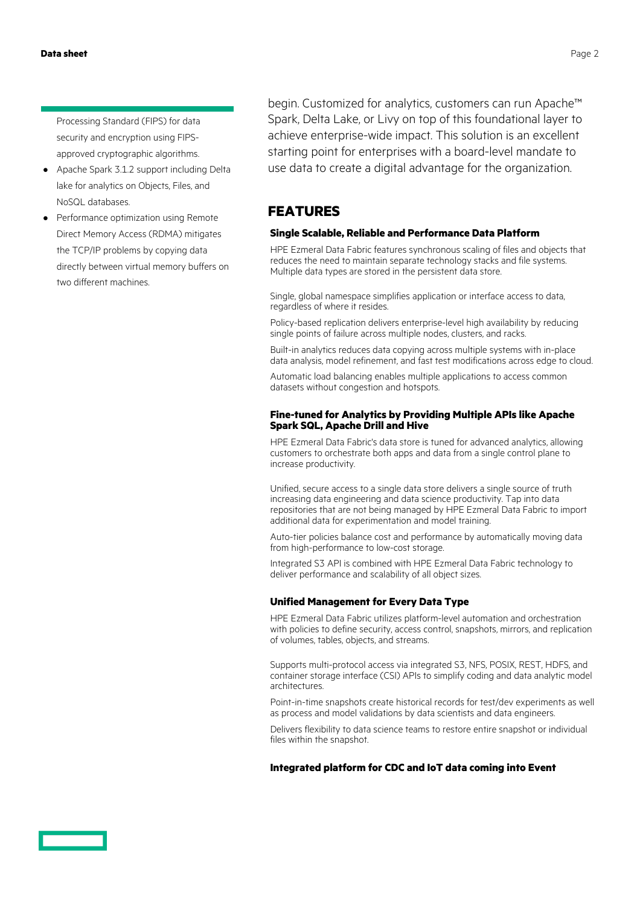Processing Standard (FIPS) for data security and encryption using FIPS-approved cryptographic algorithms.

- Apache Spark 3.1.2 support including Delta lake for analytics on Objects, Files, and NoSQL databases.
- Performance optimization using Remote Direct Memory Access (RDMA) mitigates the TCP/IP problems by copying data directly between virtual memory buffers on two different machines.

begin. Customized for analytics, customers can run Apache™ Spark, Delta Lake, or Livy on top of this foundational layer to achieve enterprise-wide impact. This solution is an excellent starting point for enterprises with a board-level mandate to use data to create a digital advantage for the organization.

## FEATURES

### Single Scalable, Reliable and Performance Data Platform

HPE Ezmeral Data Fabric features synchronous scaling of files and objects that reduces the need to maintain separate technology stacks and file systems. Multiple data types are stored in the persistent data store.

Single, global namespace simplifies application or interface access to data, regardless of where it resides.

Policy-based replication delivers enterprise-level high availability by reducing single points of failure across multiple nodes, clusters, and racks.

Built-in analytics reduces data copying across multiple systems with in-place data analysis, model refinement, and fast test modifications across edge to cloud.

Automatic load balancing enables multiple applications to access common datasets without congestion and hotspots.

### Fine-tuned for Analytics by Providing Multiple APIs like Apache Spark SQL, Apache Drill and Hive

HPE Ezmeral Data Fabric's data store is tuned for advanced analytics, allowing customers to orchestrate both apps and data from a single control plane to increase productivity.

Unified, secure access to a single data store delivers a single source of truth increasing data engineering and data science productivity. Tap into data repositories that are not being managed by HPE Ezmeral Data Fabric to import additional data for experimentation and model training.

Auto-tier policies balance cost and performance by automatically moving data from high-performance to low-cost storage.

Integrated S3 API is combined with HPE Ezmeral Data Fabric technology to deliver performance and scalability of all object sizes.

### Unified Management for Every Data Type

HPE Ezmeral Data Fabric utilizes platform-level automation and orchestration with policies to define security, access control, snapshots, mirrors, and replication of volumes, tables, objects, and streams.

Supports multi-protocol access via integrated S3, NFS, POSIX, REST, HDFS, and container storage interface (CSI) APIs to simplify coding and data analytic model architectures.

Point-in-time snapshots create historical records for test/dev experiments as well as process and model validations by data scientists and data engineers.

Delivers flexibility to data science teams to restore entire snapshot or individual files within the snapshot.

### Integrated platform for CDC and IoT data coming into Event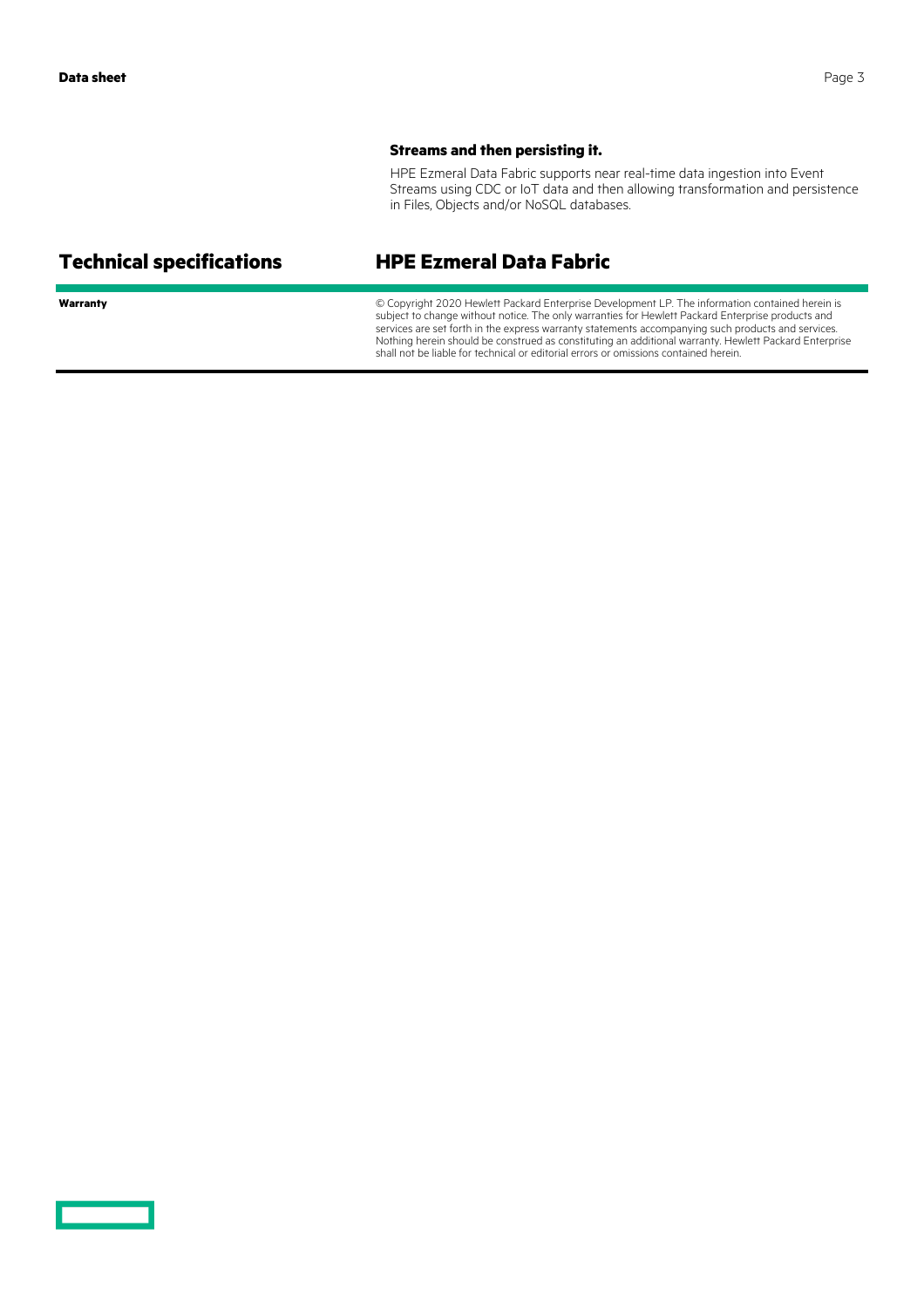**Streams and then persisting it.**

HPE Ezmeral Data Fabric supports near real-time data ingestion into Event Streams using CDC or IoT data and then allowing transformation and persistence in Files, Objects and/or NoSQL databases.

## Technical specifications

## HPE Ezmeral Data Fabric

| | |
|---|---|
| **Warranty** | © Copyright 2020 Hewlett Packard Enterprise Development LP. The information contained herein is subject to change without notice. The only warranties for Hewlett Packard Enterprise products and services are set forth in the express warranty statements accompanying such products and services. Nothing herein should be construed as constituting an additional warranty. Hewlett Packard Enterprise shall not be liable for technical or editorial errors or omissions contained herein. |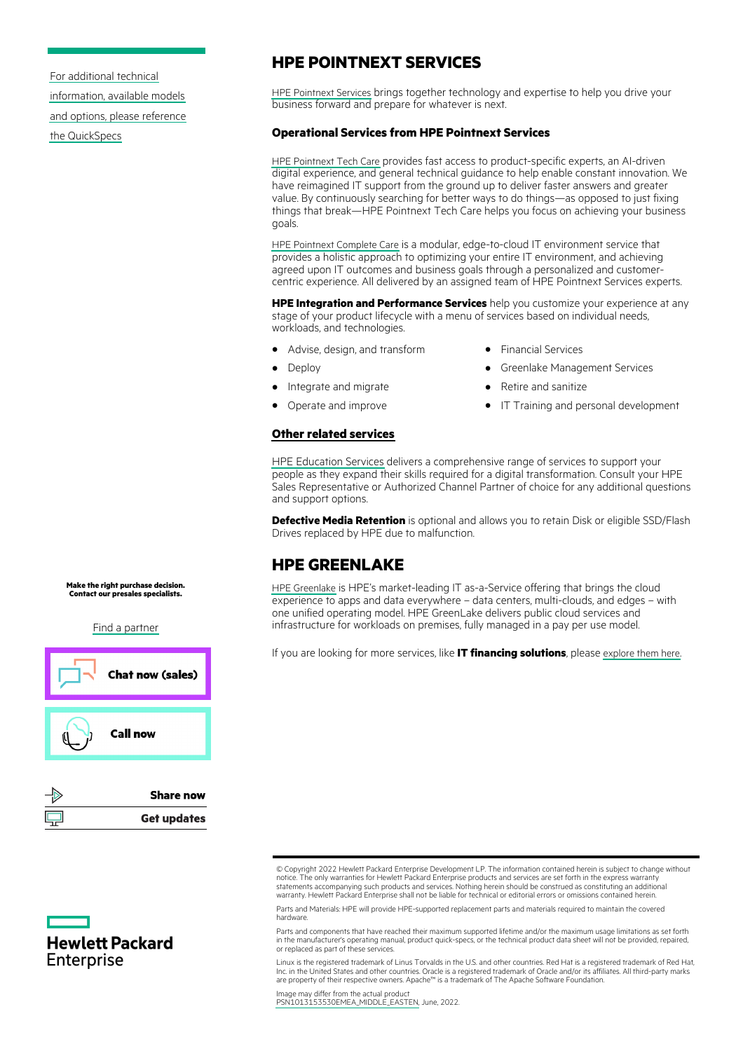For additional technical information, available models and options, please reference the QuickSpecs

# HPE POINTNEXT SERVICES

HPE Pointnext Services brings together technology and expertise to help you drive your business forward and prepare for whatever is next.

### Operational Services from HPE Pointnext Services

HPE Pointnext Tech Care provides fast access to product-specific experts, an AI-driven digital experience, and general technical guidance to help enable constant innovation. We have reimagined IT support from the ground up to deliver faster answers and greater value. By continuously searching for better ways to do things—as opposed to just fixing things that break—HPE Pointnext Tech Care helps you focus on achieving your business goals.

HPE Pointnext Complete Care is a modular, edge-to-cloud IT environment service that provides a holistic approach to optimizing your entire IT environment, and achieving agreed upon IT outcomes and business goals through a personalized and customer-centric experience. All delivered by an assigned team of HPE Pointnext Services experts.

**HPE Integration and Performance Services** help you customize your experience at any stage of your product lifecycle with a menu of services based on individual needs, workloads, and technologies.

- Advise, design, and transform
- Deploy
- Integrate and migrate
- Operate and improve
- Financial Services
- Greenlake Management Services
- Retire and sanitize
- IT Training and personal development

### Other related services

HPE Education Services delivers a comprehensive range of services to support your people as they expand their skills required for a digital transformation. Consult your HPE Sales Representative or Authorized Channel Partner of choice for any additional questions and support options.

**Defective Media Retention** is optional and allows you to retain Disk or eligible SSD/Flash Drives replaced by HPE due to malfunction.

# HPE GREENLAKE

HPE Greenlake is HPE's market-leading IT as-a-Service offering that brings the cloud experience to apps and data everywhere – data centers, multi-clouds, and edges – with one unified operating model. HPE GreenLake delivers public cloud services and infrastructure for workloads on premises, fully managed in a pay per use model.

If you are looking for more services, like **IT financing solutions**, please explore them here.

**Make the right purchase decision. Contact our presales specialists.**

Find a partner

**Chat now (sales)**

**Call now**

**Share now**

**Get updates**

Hewlett Packard Enterprise

© Copyright 2022 Hewlett Packard Enterprise Development LP. The information contained herein is subject to change without notice. The only warranties for Hewlett Packard Enterprise products and services are set forth in the express warranty statements accompanying such products and services. Nothing herein should be construed as constituting an additional warranty. Hewlett Packard Enterprise shall not be liable for technical or editorial errors or omissions contained herein.

Parts and Materials: HPE will provide HPE-supported replacement parts and materials required to maintain the covered hardware.

Parts and components that have reached their maximum supported lifetime and/or the maximum usage limitations as set forth in the manufacturer's operating manual, product quick-specs, or the technical product data sheet will not be provided, repaired, or replaced as part of these services.

Linux is the registered trademark of Linus Torvalds in the U.S. and other countries. Red Hat is a registered trademark of Red Hat, Inc. in the United States and other countries. Oracle is a registered trademark of Oracle and/or its affiliates. All third-party marks are property of their respective owners. Apache™ is a trademark of The Apache Software Foundation.

Image may differ from the actual product
PSN1013153530EMEA_MIDDLE_EASTEN, June, 2022.